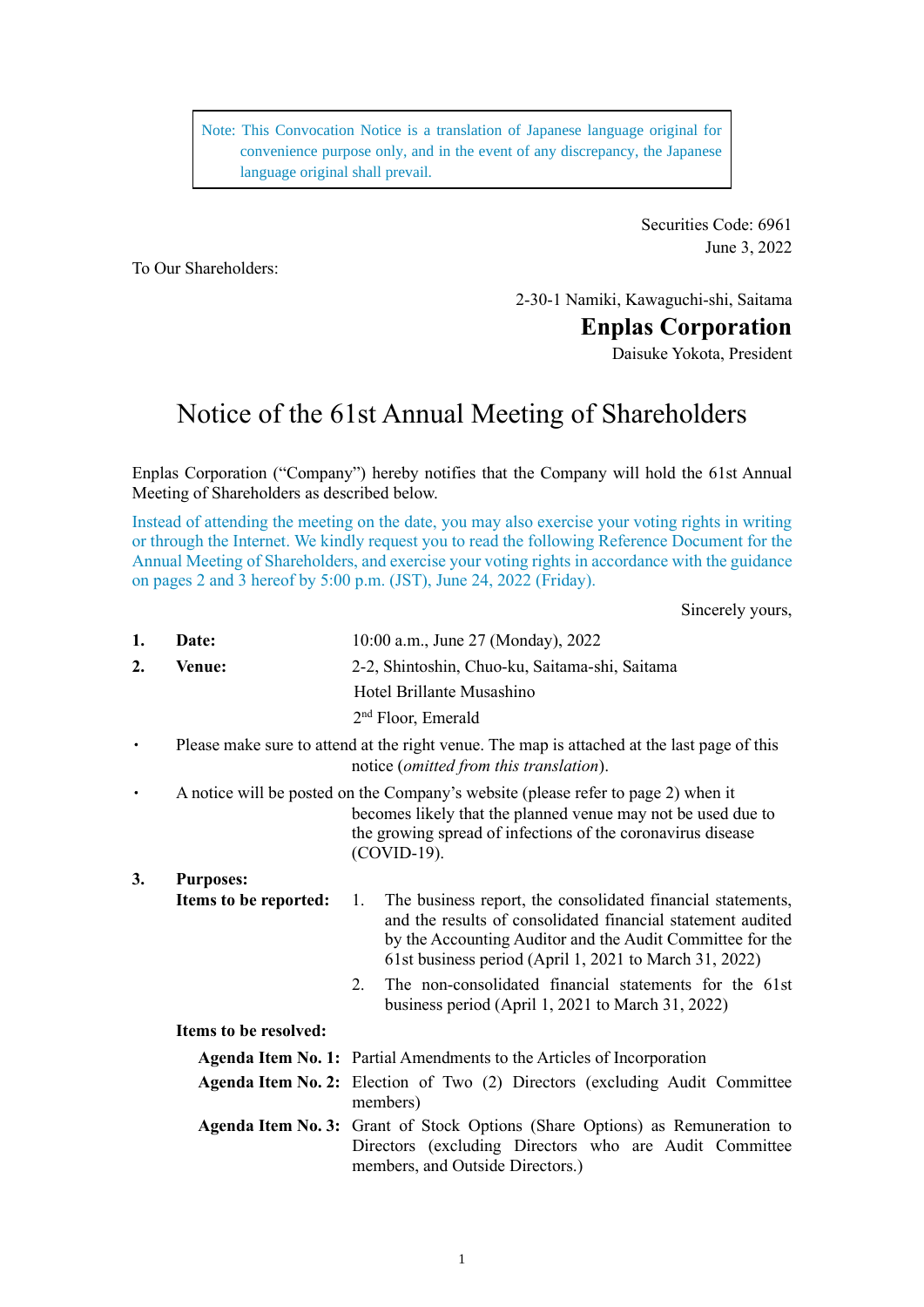> Note: This Convocation Notice is a translation of Japanese language original for convenience purpose only, and in the event of any discrepancy, the Japanese language original shall prevail.

Securities Code: 6961
June 3, 2022

To Our Shareholders:

2-30-1 Namiki, Kawaguchi-shi, Saitama
**Enplas Corporation**
Daisuke Yokota, President

# Notice of the 61st Annual Meeting of Shareholders

Enplas Corporation ("Company") hereby notifies that the Company will hold the 61st Annual Meeting of Shareholders as described below.

Instead of attending the meeting on the date, you may also exercise your voting rights in writing or through the Internet. We kindly request you to read the following Reference Document for the Annual Meeting of Shareholders, and exercise your voting rights in accordance with the guidance on pages 2 and 3 hereof by 5:00 p.m. (JST), June 24, 2022 (Friday).

Sincerely yours,

**1. Date:** 10:00 a.m., June 27 (Monday), 2022

**2. Venue:** 2-2, Shintoshin, Chuo-ku, Saitama-shi, Saitama
Hotel Brillante Musashino
2nd Floor, Emerald

- Please make sure to attend at the right venue. The map is attached at the last page of this notice (*omitted from this translation*).
- A notice will be posted on the Company's website (please refer to page 2) when it becomes likely that the planned venue may not be used due to the growing spread of infections of the coronavirus disease (COVID-19).

**3. Purposes:**

**Items to be reported:**

1. The business report, the consolidated financial statements, and the results of consolidated financial statement audited by the Accounting Auditor and the Audit Committee for the 61st business period (April 1, 2021 to March 31, 2022)
2. The non-consolidated financial statements for the 61st business period (April 1, 2021 to March 31, 2022)

**Items to be resolved:**

**Agenda Item No. 1:** Partial Amendments to the Articles of Incorporation

**Agenda Item No. 2:** Election of Two (2) Directors (excluding Audit Committee members)

**Agenda Item No. 3:** Grant of Stock Options (Share Options) as Remuneration to Directors (excluding Directors who are Audit Committee members, and Outside Directors.)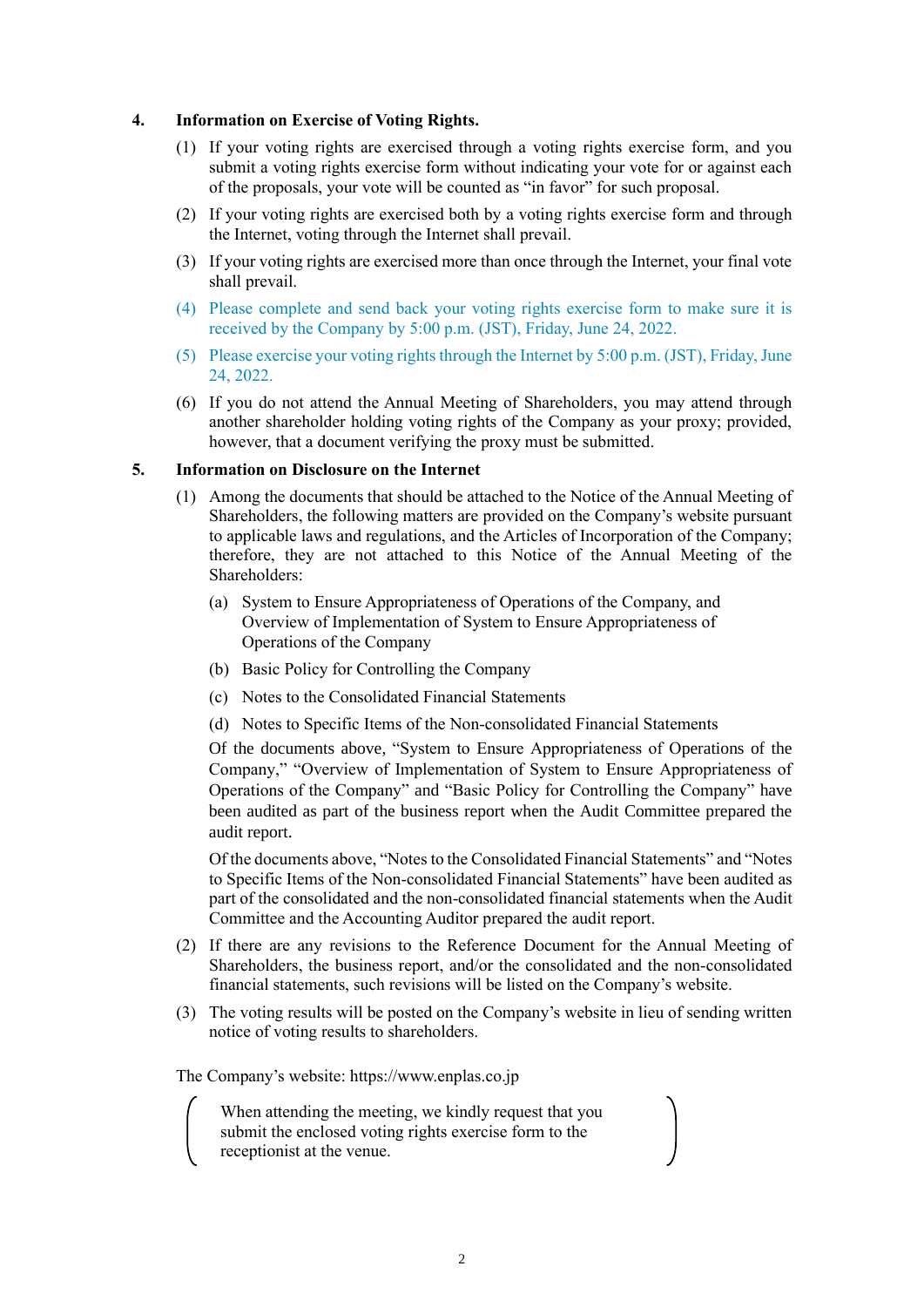## 4. Information on Exercise of Voting Rights.

(1) If your voting rights are exercised through a voting rights exercise form, and you submit a voting rights exercise form without indicating your vote for or against each of the proposals, your vote will be counted as "in favor" for such proposal.

(2) If your voting rights are exercised both by a voting rights exercise form and through the Internet, voting through the Internet shall prevail.

(3) If your voting rights are exercised more than once through the Internet, your final vote shall prevail.

(4) Please complete and send back your voting rights exercise form to make sure it is received by the Company by 5:00 p.m. (JST), Friday, June 24, 2022.

(5) Please exercise your voting rights through the Internet by 5:00 p.m. (JST), Friday, June 24, 2022.

(6) If you do not attend the Annual Meeting of Shareholders, you may attend through another shareholder holding voting rights of the Company as your proxy; provided, however, that a document verifying the proxy must be submitted.

## 5. Information on Disclosure on the Internet

(1) Among the documents that should be attached to the Notice of the Annual Meeting of Shareholders, the following matters are provided on the Company's website pursuant to applicable laws and regulations, and the Articles of Incorporation of the Company; therefore, they are not attached to this Notice of the Annual Meeting of the Shareholders:

(a) System to Ensure Appropriateness of Operations of the Company, and Overview of Implementation of System to Ensure Appropriateness of Operations of the Company

(b) Basic Policy for Controlling the Company

(c) Notes to the Consolidated Financial Statements

(d) Notes to Specific Items of the Non-consolidated Financial Statements

Of the documents above, "System to Ensure Appropriateness of Operations of the Company," "Overview of Implementation of System to Ensure Appropriateness of Operations of the Company" and "Basic Policy for Controlling the Company" have been audited as part of the business report when the Audit Committee prepared the audit report.

Of the documents above, "Notes to the Consolidated Financial Statements" and "Notes to Specific Items of the Non-consolidated Financial Statements" have been audited as part of the consolidated and the non-consolidated financial statements when the Audit Committee and the Accounting Auditor prepared the audit report.

(2) If there are any revisions to the Reference Document for the Annual Meeting of Shareholders, the business report, and/or the consolidated and the non-consolidated financial statements, such revisions will be listed on the Company's website.

(3) The voting results will be posted on the Company's website in lieu of sending written notice of voting results to shareholders.

The Company's website: https://www.enplas.co.jp

( When attending the meeting, we kindly request that you submit the enclosed voting rights exercise form to the receptionist at the venue. )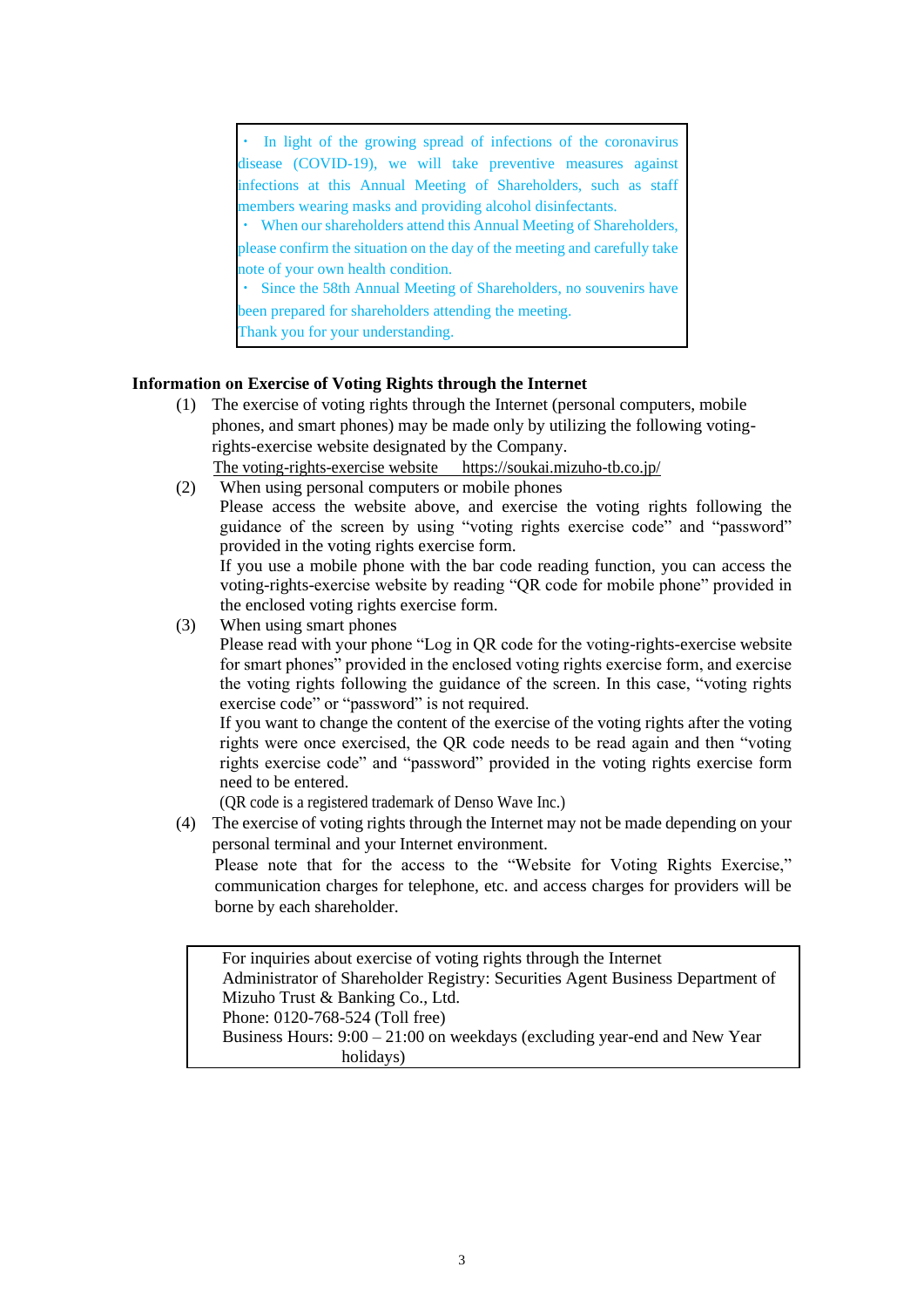・ In light of the growing spread of infections of the coronavirus disease (COVID-19), we will take preventive measures against infections at this Annual Meeting of Shareholders, such as staff members wearing masks and providing alcohol disinfectants.

・ When our shareholders attend this Annual Meeting of Shareholders, please confirm the situation on the day of the meeting and carefully take note of your own health condition.

・ Since the 58th Annual Meeting of Shareholders, no souvenirs have been prepared for shareholders attending the meeting.

Thank you for your understanding.

**Information on Exercise of Voting Rights through the Internet**

(1) The exercise of voting rights through the Internet (personal computers, mobile phones, and smart phones) may be made only by utilizing the following voting-rights-exercise website designated by the Company.
The voting-rights-exercise website https://soukai.mizuho-tb.co.jp/

(2) When using personal computers or mobile phones
Please access the website above, and exercise the voting rights following the guidance of the screen by using "voting rights exercise code" and "password" provided in the voting rights exercise form.
If you use a mobile phone with the bar code reading function, you can access the voting-rights-exercise website by reading "QR code for mobile phone" provided in the enclosed voting rights exercise form.

(3) When using smart phones
Please read with your phone "Log in QR code for the voting-rights-exercise website for smart phones" provided in the enclosed voting rights exercise form, and exercise the voting rights following the guidance of the screen. In this case, "voting rights exercise code" or "password" is not required.
If you want to change the content of the exercise of the voting rights after the voting rights were once exercised, the QR code needs to be read again and then "voting rights exercise code" and "password" provided in the voting rights exercise form need to be entered.
(QR code is a registered trademark of Denso Wave Inc.)

(4) The exercise of voting rights through the Internet may not be made depending on your personal terminal and your Internet environment.
Please note that for the access to the "Website for Voting Rights Exercise," communication charges for telephone, etc. and access charges for providers will be borne by each shareholder.

For inquiries about exercise of voting rights through the Internet
Administrator of Shareholder Registry: Securities Agent Business Department of Mizuho Trust & Banking Co., Ltd.
Phone: 0120-768-524 (Toll free)
Business Hours: 9:00 – 21:00 on weekdays (excluding year-end and New Year holidays)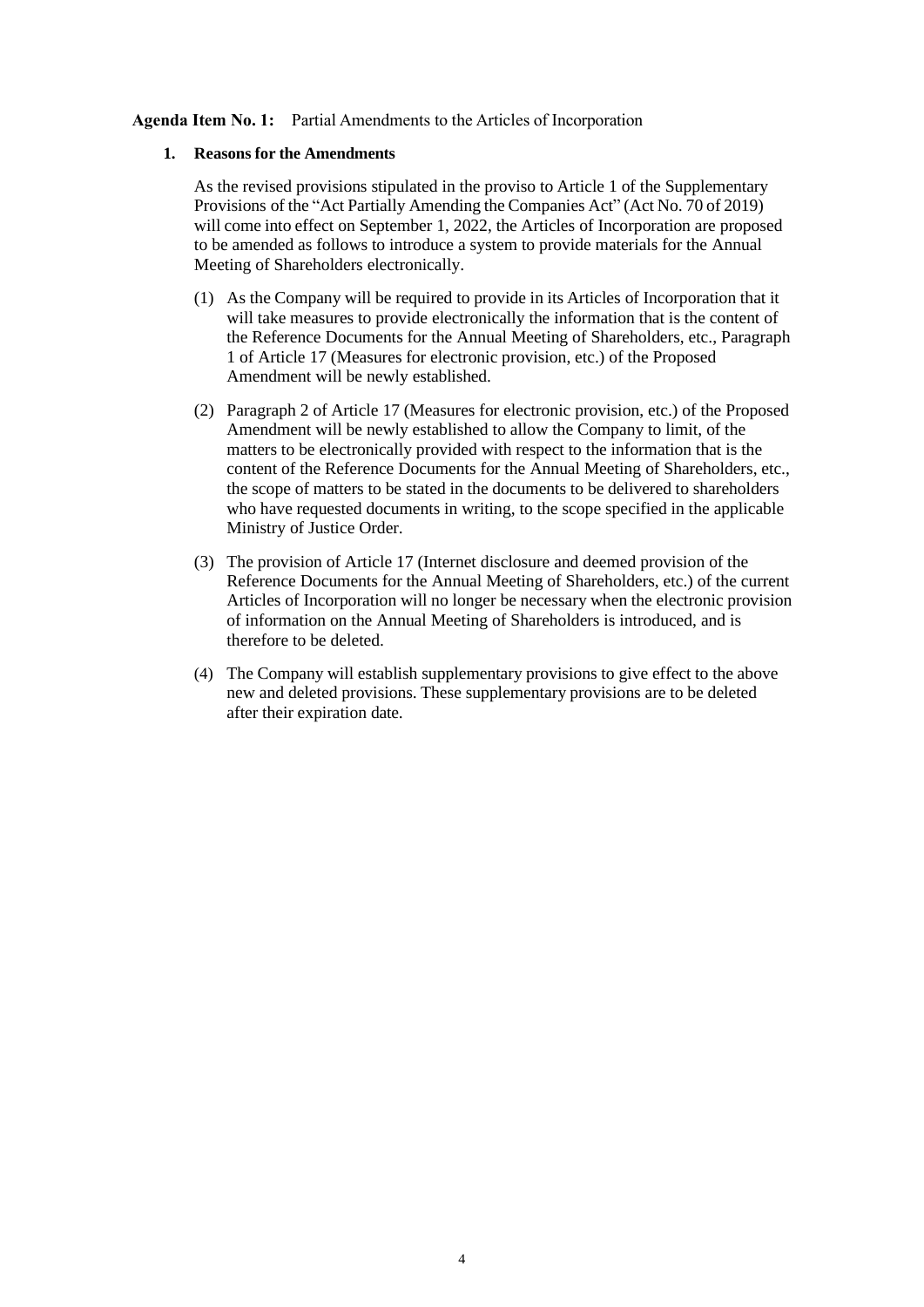**Agenda Item No. 1:** Partial Amendments to the Articles of Incorporation

**1. Reasons for the Amendments**

As the revised provisions stipulated in the proviso to Article 1 of the Supplementary Provisions of the "Act Partially Amending the Companies Act" (Act No. 70 of 2019) will come into effect on September 1, 2022, the Articles of Incorporation are proposed to be amended as follows to introduce a system to provide materials for the Annual Meeting of Shareholders electronically.

(1) As the Company will be required to provide in its Articles of Incorporation that it will take measures to provide electronically the information that is the content of the Reference Documents for the Annual Meeting of Shareholders, etc., Paragraph 1 of Article 17 (Measures for electronic provision, etc.) of the Proposed Amendment will be newly established.

(2) Paragraph 2 of Article 17 (Measures for electronic provision, etc.) of the Proposed Amendment will be newly established to allow the Company to limit, of the matters to be electronically provided with respect to the information that is the content of the Reference Documents for the Annual Meeting of Shareholders, etc., the scope of matters to be stated in the documents to be delivered to shareholders who have requested documents in writing, to the scope specified in the applicable Ministry of Justice Order.

(3) The provision of Article 17 (Internet disclosure and deemed provision of the Reference Documents for the Annual Meeting of Shareholders, etc.) of the current Articles of Incorporation will no longer be necessary when the electronic provision of information on the Annual Meeting of Shareholders is introduced, and is therefore to be deleted.

(4) The Company will establish supplementary provisions to give effect to the above new and deleted provisions. These supplementary provisions are to be deleted after their expiration date.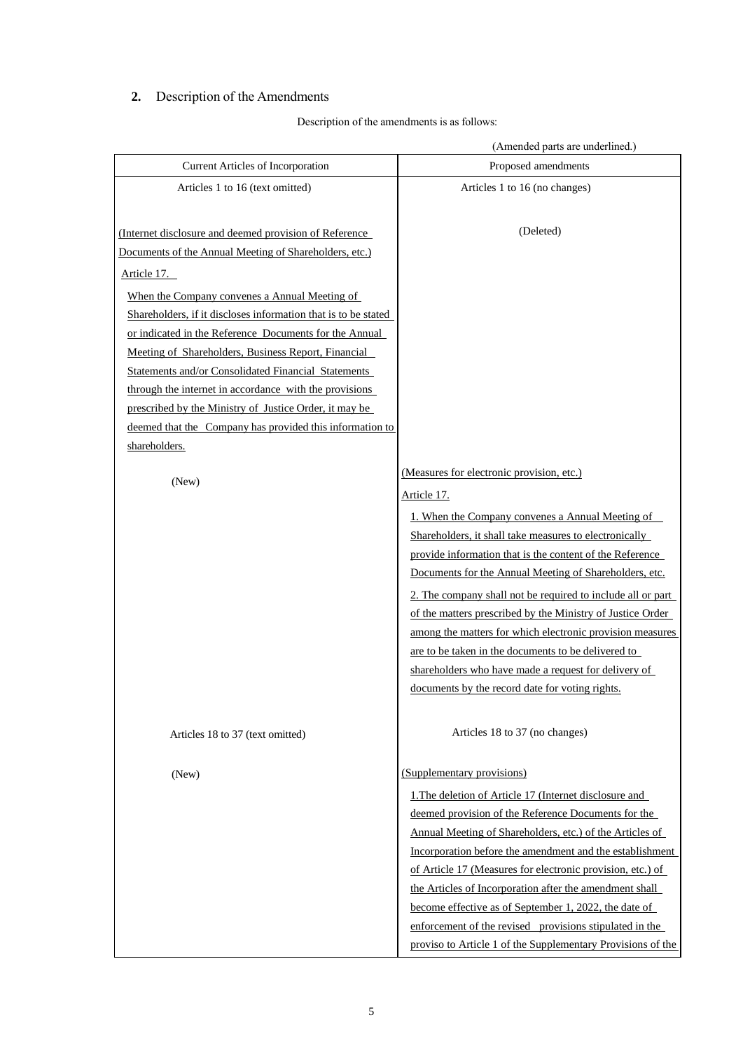## 2. Description of the Amendments

Description of the amendments is as follows:

(Amended parts are underlined.)

| Current Articles of Incorporation | Proposed amendments |
|---|---|
| Articles 1 to 16 (text omitted) | Articles 1 to 16 (no changes) |
| (Internet disclosure and deemed provision of Reference Documents of the Annual Meeting of Shareholders, etc.)<br>Article 17.<br>When the Company convenes a Annual Meeting of Shareholders, if it discloses information that is to be stated or indicated in the Reference Documents for the Annual Meeting of Shareholders, Business Report, Financial Statements and/or Consolidated Financial Statements through the internet in accordance with the provisions prescribed by the Ministry of Justice Order, it may be deemed that the Company has provided this information to shareholders. | (Deleted) |
| (New) | (Measures for electronic provision, etc.)<br>Article 17.<br>1. When the Company convenes a Annual Meeting of Shareholders, it shall take measures to electronically provide information that is the content of the Reference Documents for the Annual Meeting of Shareholders, etc.<br>2. The company shall not be required to include all or part of the matters prescribed by the Ministry of Justice Order among the matters for which electronic provision measures are to be taken in the documents to be delivered to shareholders who have made a request for delivery of documents by the record date for voting rights. |
| Articles 18 to 37 (text omitted) | Articles 18 to 37 (no changes) |
| (New) | (Supplementary provisions)<br>1.The deletion of Article 17 (Internet disclosure and deemed provision of the Reference Documents for the Annual Meeting of Shareholders, etc.) of the Articles of Incorporation before the amendment and the establishment of Article 17 (Measures for electronic provision, etc.) of the Articles of Incorporation after the amendment shall become effective as of September 1, 2022, the date of enforcement of the revised provisions stipulated in the proviso to Article 1 of the Supplementary Provisions of the |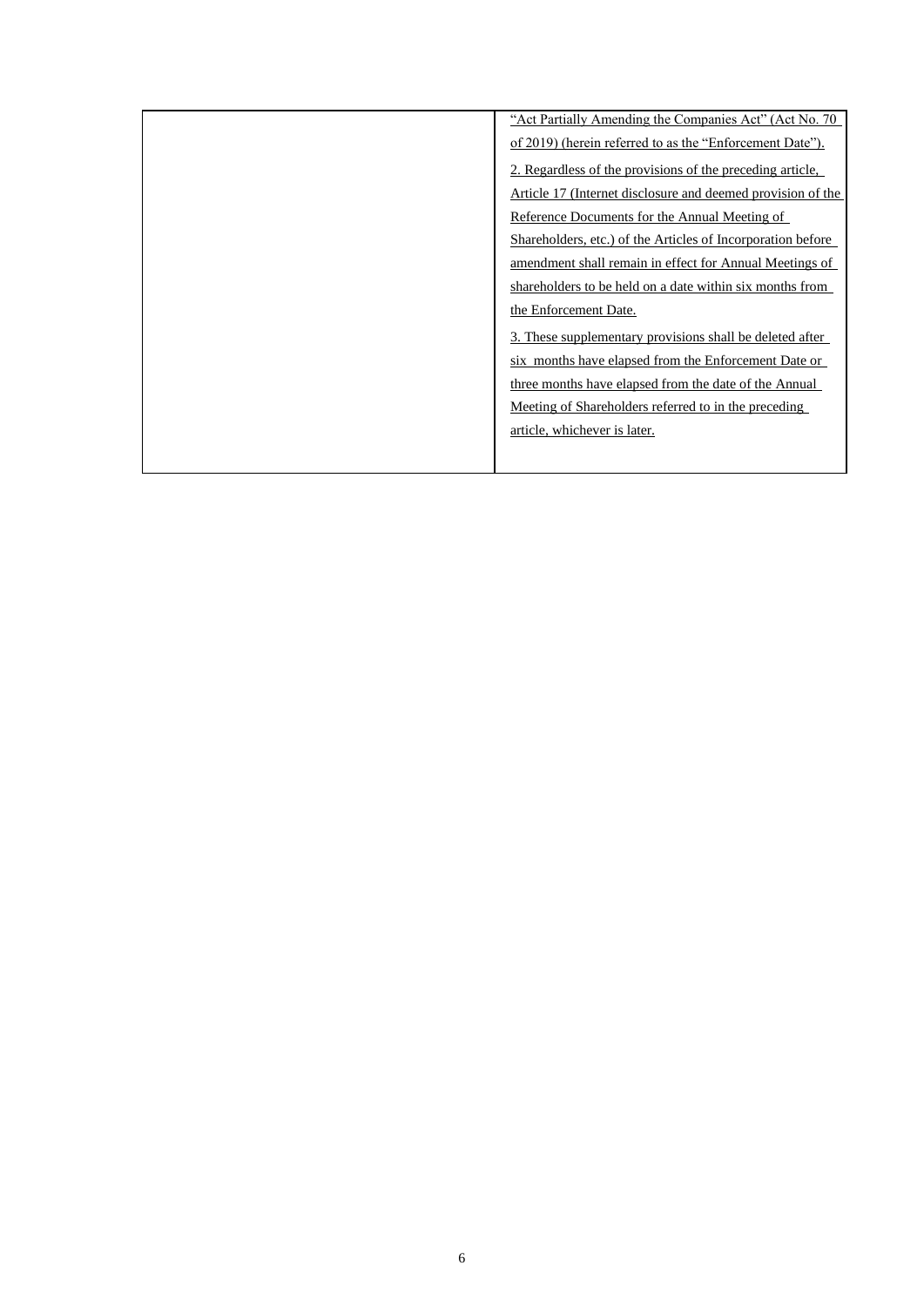|  |  |
| --- | --- |
|  | "Act Partially Amending the Companies Act" (Act No. 70 of 2019) (herein referred to as the "Enforcement Date").<br><br>2. Regardless of the provisions of the preceding article, Article 17 (Internet disclosure and deemed provision of the Reference Documents for the Annual Meeting of Shareholders, etc.) of the Articles of Incorporation before amendment shall remain in effect for Annual Meetings of shareholders to be held on a date within six months from the Enforcement Date.<br><br>3. These supplementary provisions shall be deleted after six months have elapsed from the Enforcement Date or three months have elapsed from the date of the Annual Meeting of Shareholders referred to in the preceding article, whichever is later. |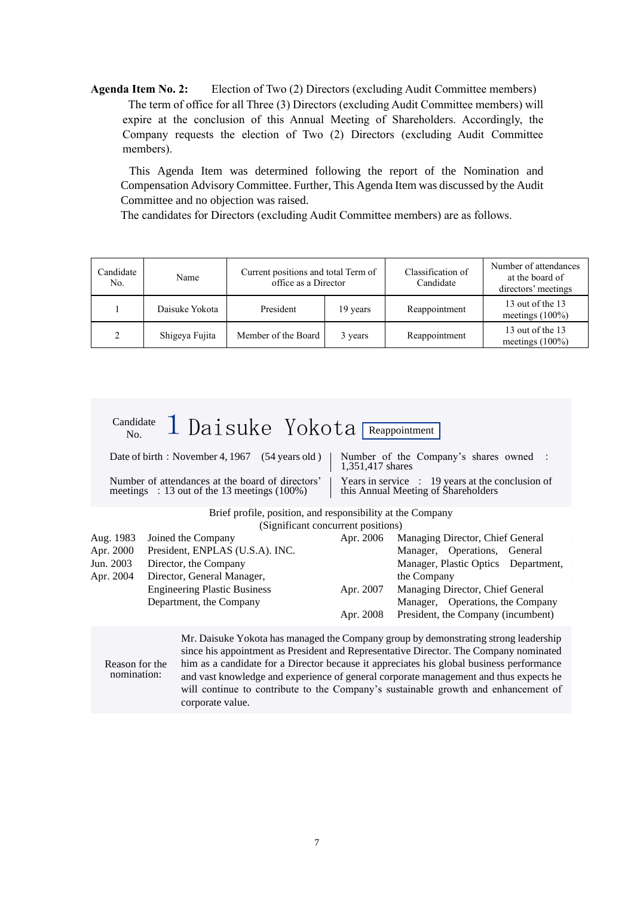**Agenda Item No. 2:** Election of Two (2) Directors (excluding Audit Committee members)

The term of office for all Three (3) Directors (excluding Audit Committee members) will expire at the conclusion of this Annual Meeting of Shareholders. Accordingly, the Company requests the election of Two (2) Directors (excluding Audit Committee members).

This Agenda Item was determined following the report of the Nomination and Compensation Advisory Committee. Further, This Agenda Item was discussed by the Audit Committee and no objection was raised.

The candidates for Directors (excluding Audit Committee members) are as follows.

| Candidate No. | Name | Current positions and total Term of office as a Director | | Classification of Candidate | Number of attendances at the board of directors' meetings |
|---|---|---|---|---|---|
| 1 | Daisuke Yokota | President | 19 years | Reappointment | 13 out of the 13 meetings (100%) |
| 2 | Shigeya Fujita | Member of the Board | 3 years | Reappointment | 13 out of the 13 meetings (100%) |

## Candidate No. 1 Daisuke Yokota Reappointment

Date of birth : November 4, 1967 (54 years old)

Number of the Company's shares owned : 1,351,417 shares

Number of attendances at the board of directors' meetings : 13 out of the 13 meetings (100%)

Years in service : 19 years at the conclusion of this Annual Meeting of Shareholders

Brief profile, position, and responsibility at the Company
(Significant concurrent positions)

| | |
|---|---|
| Aug. 1983 | Joined the Company |
| Apr. 2000 | President, ENPLAS (U.S.A). INC. |
| Jun. 2003 | Director, the Company |
| Apr. 2004 | Director, General Manager, Engineering Plastic Business Department, the Company |
| Apr. 2006 | Managing Director, Chief General Manager, Operations, General Manager, Plastic Optics Department, the Company |
| Apr. 2007 | Managing Director, Chief General Manager, Operations, the Company |
| Apr. 2008 | President, the Company (incumbent) |

Reason for the nomination:

Mr. Daisuke Yokota has managed the Company group by demonstrating strong leadership since his appointment as President and Representative Director. The Company nominated him as a candidate for a Director because it appreciates his global business performance and vast knowledge and experience of general corporate management and thus expects he will continue to contribute to the Company's sustainable growth and enhancement of corporate value.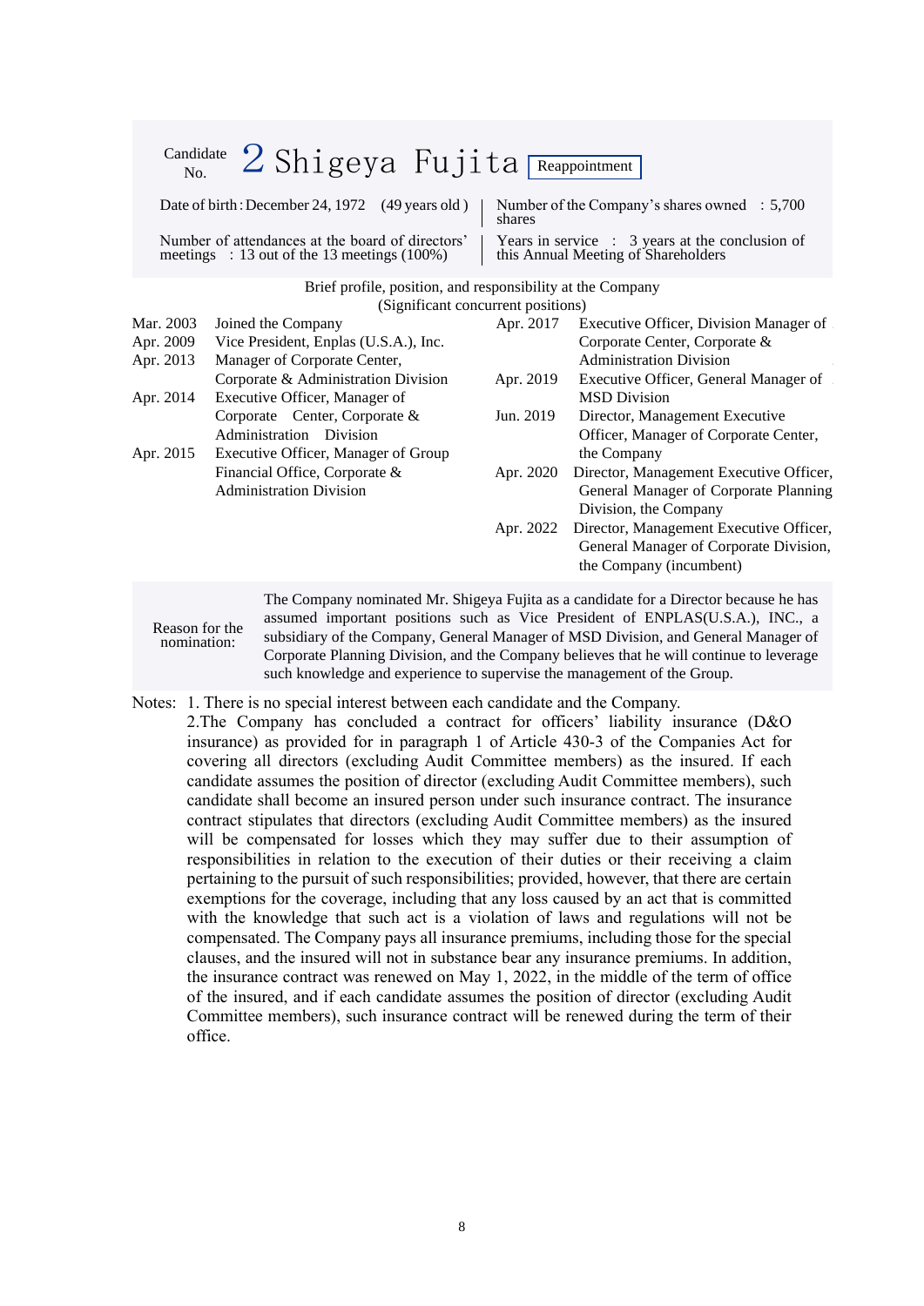Candidate No. **2** Shigeya Fujita Reappointment

| | |
|---|---|
| Date of birth : December 24, 1972 (49 years old ) | Number of the Company's shares owned : 5,700 shares |
| Number of attendances at the board of directors' meetings : 13 out of the 13 meetings (100%) | Years in service : 3 years at the conclusion of this Annual Meeting of Shareholders |

Brief profile, position, and responsibility at the Company
(Significant concurrent positions)

| | |
|---|---|
| Mar. 2003 | Joined the Company |
| Apr. 2009 | Vice President, Enplas (U.S.A.), Inc. |
| Apr. 2013 | Manager of Corporate Center, Corporate & Administration Division |
| Apr. 2014 | Executive Officer, Manager of Corporate Center, Corporate & Administration Division |
| Apr. 2015 | Executive Officer, Manager of Group Financial Office, Corporate & Administration Division |
| Apr. 2017 | Executive Officer, Division Manager of Corporate Center, Corporate & Administration Division |
| Apr. 2019 | Executive Officer, General Manager of MSD Division |
| Jun. 2019 | Director, Management Executive Officer, Manager of Corporate Center, the Company |
| Apr. 2020 | Director, Management Executive Officer, General Manager of Corporate Planning Division, the Company |
| Apr. 2022 | Director, Management Executive Officer, General Manager of Corporate Division, the Company (incumbent) |

| | |
|---|---|
| Reason for the nomination: | The Company nominated Mr. Shigeya Fujita as a candidate for a Director because he has assumed important positions such as Vice President of ENPLAS(U.S.A.), INC., a subsidiary of the Company, General Manager of MSD Division, and General Manager of Corporate Planning Division, and the Company believes that he will continue to leverage such knowledge and experience to supervise the management of the Group. |

Notes: 1. There is no special interest between each candidate and the Company.

2.The Company has concluded a contract for officers' liability insurance (D&O insurance) as provided for in paragraph 1 of Article 430-3 of the Companies Act for covering all directors (excluding Audit Committee members) as the insured. If each candidate assumes the position of director (excluding Audit Committee members), such candidate shall become an insured person under such insurance contract. The insurance contract stipulates that directors (excluding Audit Committee members) as the insured will be compensated for losses which they may suffer due to their assumption of responsibilities in relation to the execution of their duties or their receiving a claim pertaining to the pursuit of such responsibilities; provided, however, that there are certain exemptions for the coverage, including that any loss caused by an act that is committed with the knowledge that such act is a violation of laws and regulations will not be compensated. The Company pays all insurance premiums, including those for the special clauses, and the insured will not in substance bear any insurance premiums. In addition, the insurance contract was renewed on May 1, 2022, in the middle of the term of office of the insured, and if each candidate assumes the position of director (excluding Audit Committee members), such insurance contract will be renewed during the term of their office.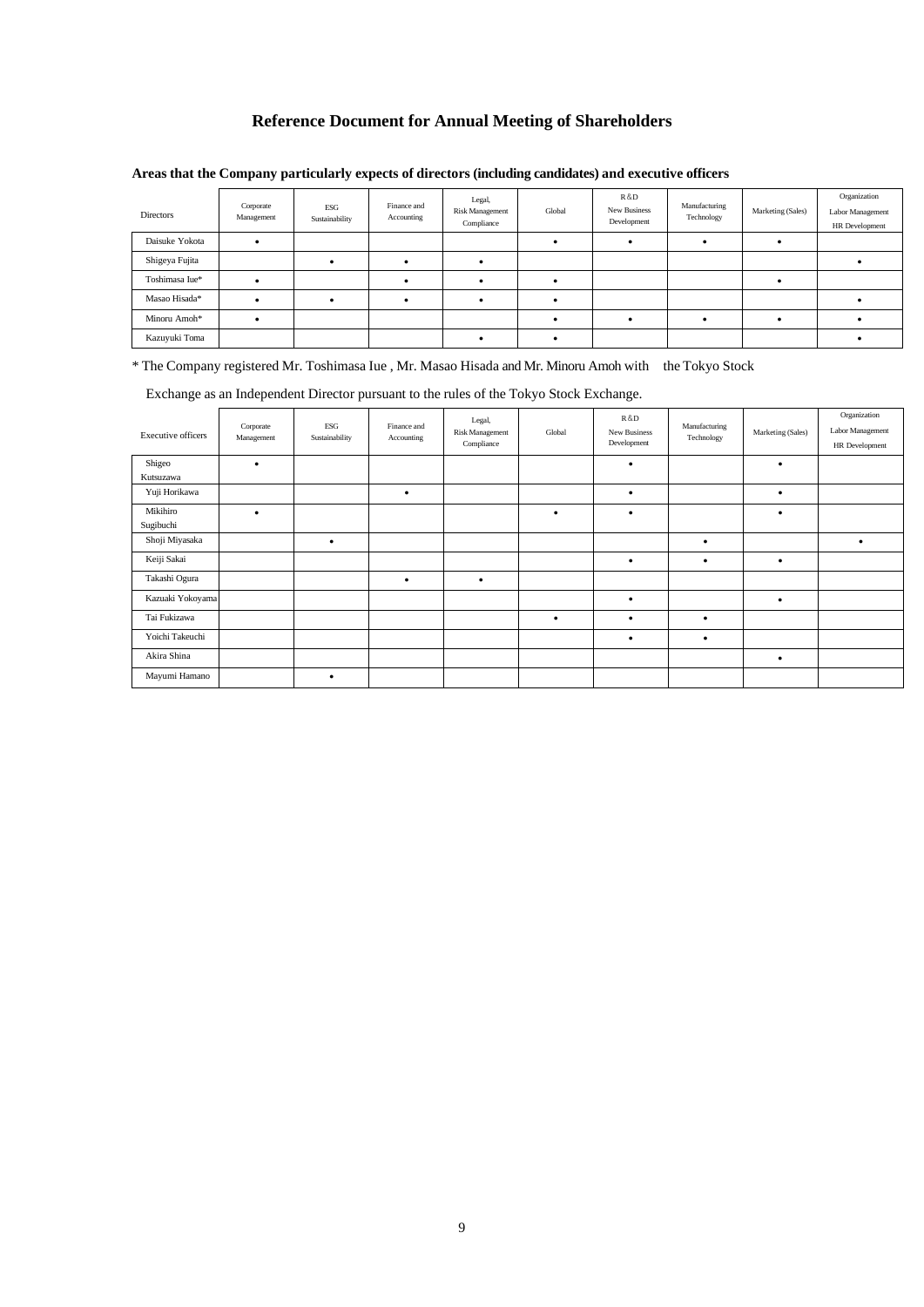# Reference Document for Annual Meeting of Shareholders

**Areas that the Company particularly expects of directors (including candidates) and executive officers**

| Directors | Corporate Management | ESG Sustainability | Finance and Accounting | Legal, Risk Management Compliance | Global | R&D New Business Development | Manufacturing Technology | Marketing (Sales) | Organization Labor Management HR Development |
|---|---|---|---|---|---|---|---|---|---|
| Daisuke Yokota | • | | | | • | • | • | • | |
| Shigeya Fujita | | • | • | • | | | | | • |
| Toshimasa Iue* | • | | • | • | • | | | • | |
| Masao Hisada* | • | • | • | • | • | | | | • |
| Minoru Amoh* | • | | | | • | • | • | • | • |
| Kazuyuki Toma | | | | • | • | | | | • |

* The Company registered Mr. Toshimasa Iue , Mr. Masao Hisada and Mr. Minoru Amoh with the Tokyo Stock Exchange as an Independent Director pursuant to the rules of the Tokyo Stock Exchange.

| Executive officers | Corporate Management | ESG Sustainability | Finance and Accounting | Legal, Risk Management Compliance | Global | R&D New Business Development | Manufacturing Technology | Marketing (Sales) | Organization Labor Management HR Development |
|---|---|---|---|---|---|---|---|---|---|
| Shigeo Kutsuzawa | • | | | | | • | | • | |
| Yuji Horikawa | | | • | | | • | | • | |
| Mikihiro Sugibuchi | • | | | | • | • | | • | |
| Shoji Miyasaka | | • | | | | | • | | • |
| Keiji Sakai | | | | | | • | • | • | |
| Takashi Ogura | | | • | • | | | | | |
| Kazuaki Yokoyama | | | | | | • | | • | |
| Tai Fukizawa | | | | | • | • | • | | |
| Yoichi Takeuchi | | | | | | • | • | | |
| Akira Shina | | | | | | | | • | |
| Mayumi Hamano | | • | | | | | | | |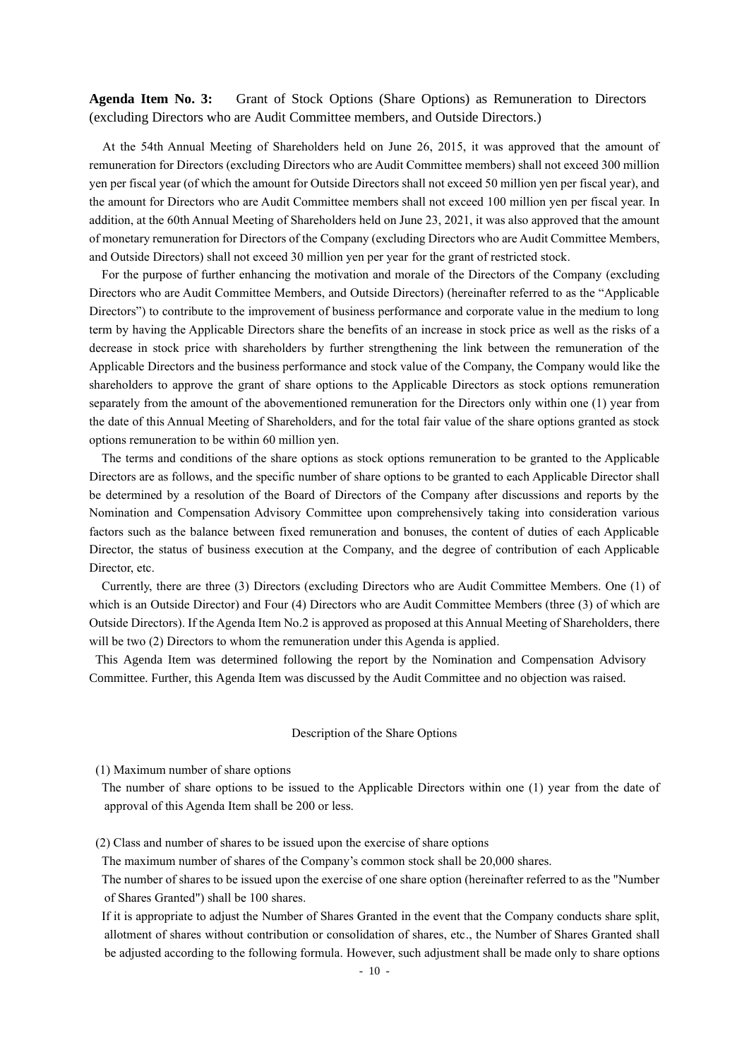**Agenda Item No. 3:** Grant of Stock Options (Share Options) as Remuneration to Directors (excluding Directors who are Audit Committee members, and Outside Directors.)

At the 54th Annual Meeting of Shareholders held on June 26, 2015, it was approved that the amount of remuneration for Directors (excluding Directors who are Audit Committee members) shall not exceed 300 million yen per fiscal year (of which the amount for Outside Directors shall not exceed 50 million yen per fiscal year), and the amount for Directors who are Audit Committee members shall not exceed 100 million yen per fiscal year. In addition, at the 60th Annual Meeting of Shareholders held on June 23, 2021, it was also approved that the amount of monetary remuneration for Directors of the Company (excluding Directors who are Audit Committee Members, and Outside Directors) shall not exceed 30 million yen per year for the grant of restricted stock.

For the purpose of further enhancing the motivation and morale of the Directors of the Company (excluding Directors who are Audit Committee Members, and Outside Directors) (hereinafter referred to as the "Applicable Directors") to contribute to the improvement of business performance and corporate value in the medium to long term by having the Applicable Directors share the benefits of an increase in stock price as well as the risks of a decrease in stock price with shareholders by further strengthening the link between the remuneration of the Applicable Directors and the business performance and stock value of the Company, the Company would like the shareholders to approve the grant of share options to the Applicable Directors as stock options remuneration separately from the amount of the abovementioned remuneration for the Directors only within one (1) year from the date of this Annual Meeting of Shareholders, and for the total fair value of the share options granted as stock options remuneration to be within 60 million yen.

The terms and conditions of the share options as stock options remuneration to be granted to the Applicable Directors are as follows, and the specific number of share options to be granted to each Applicable Director shall be determined by a resolution of the Board of Directors of the Company after discussions and reports by the Nomination and Compensation Advisory Committee upon comprehensively taking into consideration various factors such as the balance between fixed remuneration and bonuses, the content of duties of each Applicable Director, the status of business execution at the Company, and the degree of contribution of each Applicable Director, etc.

Currently, there are three (3) Directors (excluding Directors who are Audit Committee Members. One (1) of which is an Outside Director) and Four (4) Directors who are Audit Committee Members (three (3) of which are Outside Directors). If the Agenda Item No.2 is approved as proposed at this Annual Meeting of Shareholders, there will be two (2) Directors to whom the remuneration under this Agenda is applied.

This Agenda Item was determined following the report by the Nomination and Compensation Advisory Committee. Further, this Agenda Item was discussed by the Audit Committee and no objection was raised.

Description of the Share Options

(1) Maximum number of share options

The number of share options to be issued to the Applicable Directors within one (1) year from the date of approval of this Agenda Item shall be 200 or less.

(2) Class and number of shares to be issued upon the exercise of share options

The maximum number of shares of the Company's common stock shall be 20,000 shares.

The number of shares to be issued upon the exercise of one share option (hereinafter referred to as the "Number of Shares Granted") shall be 100 shares.

If it is appropriate to adjust the Number of Shares Granted in the event that the Company conducts share split, allotment of shares without contribution or consolidation of shares, etc., the Number of Shares Granted shall be adjusted according to the following formula. However, such adjustment shall be made only to share options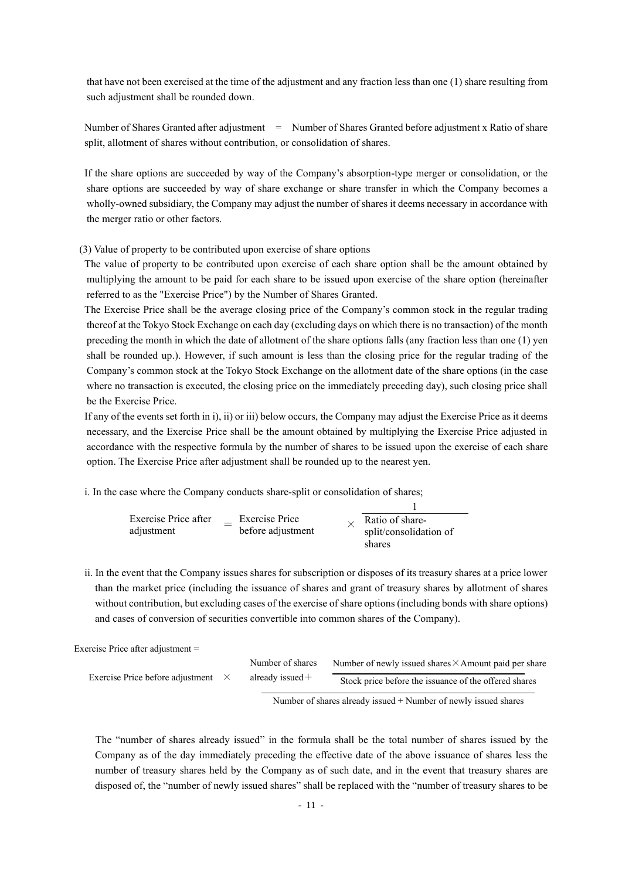that have not been exercised at the time of the adjustment and any fraction less than one (1) share resulting from such adjustment shall be rounded down.

Number of Shares Granted after adjustment = Number of Shares Granted before adjustment x Ratio of share split, allotment of shares without contribution, or consolidation of shares.

If the share options are succeeded by way of the Company's absorption-type merger or consolidation, or the share options are succeeded by way of share exchange or share transfer in which the Company becomes a wholly-owned subsidiary, the Company may adjust the number of shares it deems necessary in accordance with the merger ratio or other factors.

(3) Value of property to be contributed upon exercise of share options

The value of property to be contributed upon exercise of each share option shall be the amount obtained by multiplying the amount to be paid for each share to be issued upon exercise of the share option (hereinafter referred to as the "Exercise Price") by the Number of Shares Granted.

The Exercise Price shall be the average closing price of the Company's common stock in the regular trading thereof at the Tokyo Stock Exchange on each day (excluding days on which there is no transaction) of the month preceding the month in which the date of allotment of the share options falls (any fraction less than one (1) yen shall be rounded up.). However, if such amount is less than the closing price for the regular trading of the Company's common stock at the Tokyo Stock Exchange on the allotment date of the share options (in the case where no transaction is executed, the closing price on the immediately preceding day), such closing price shall be the Exercise Price.

If any of the events set forth in i), ii) or iii) below occurs, the Company may adjust the Exercise Price as it deems necessary, and the Exercise Price shall be the amount obtained by multiplying the Exercise Price adjusted in accordance with the respective formula by the number of shares to be issued upon the exercise of each share option. The Exercise Price after adjustment shall be rounded up to the nearest yen.

i. In the case where the Company conducts share-split or consolidation of shares;

$$\text{Exercise Price after adjustment} = \text{Exercise Price before adjustment} \times \frac{1}{\text{Ratio of share-split/consolidation of shares}}$$

ii. In the event that the Company issues shares for subscription or disposes of its treasury shares at a price lower than the market price (including the issuance of shares and grant of treasury shares by allotment of shares without contribution, but excluding cases of the exercise of share options (including bonds with share options) and cases of conversion of securities convertible into common shares of the Company).

Exercise Price after adjustment =

$$\text{Exercise Price before adjustment} \times \frac{\text{Number of shares already issued} + \dfrac{\text{Number of newly issued shares} \times \text{Amount paid per share}}{\text{Stock price before the issuance of the offered shares}}}{\text{Number of shares already issued} + \text{Number of newly issued shares}}$$

The "number of shares already issued" in the formula shall be the total number of shares issued by the Company as of the day immediately preceding the effective date of the above issuance of shares less the number of treasury shares held by the Company as of such date, and in the event that treasury shares are disposed of, the "number of newly issued shares" shall be replaced with the "number of treasury shares to be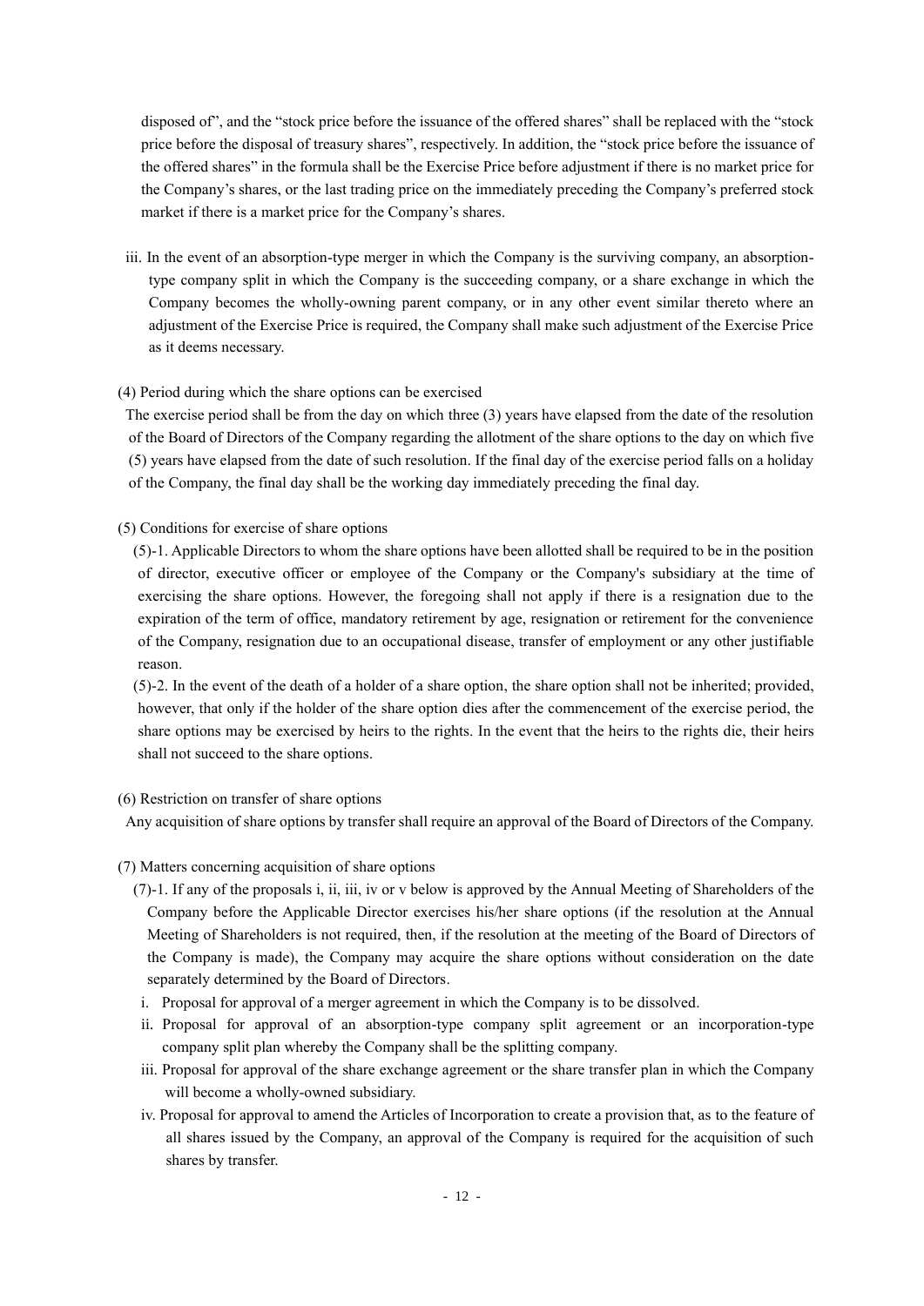disposed of", and the "stock price before the issuance of the offered shares" shall be replaced with the "stock price before the disposal of treasury shares", respectively. In addition, the "stock price before the issuance of the offered shares" in the formula shall be the Exercise Price before adjustment if there is no market price for the Company's shares, or the last trading price on the immediately preceding the Company's preferred stock market if there is a market price for the Company's shares.

iii. In the event of an absorption-type merger in which the Company is the surviving company, an absorption-type company split in which the Company is the succeeding company, or a share exchange in which the Company becomes the wholly-owning parent company, or in any other event similar thereto where an adjustment of the Exercise Price is required, the Company shall make such adjustment of the Exercise Price as it deems necessary.

(4) Period during which the share options can be exercised

The exercise period shall be from the day on which three (3) years have elapsed from the date of the resolution of the Board of Directors of the Company regarding the allotment of the share options to the day on which five (5) years have elapsed from the date of such resolution. If the final day of the exercise period falls on a holiday of the Company, the final day shall be the working day immediately preceding the final day.

(5) Conditions for exercise of share options

(5)-1. Applicable Directors to whom the share options have been allotted shall be required to be in the position of director, executive officer or employee of the Company or the Company's subsidiary at the time of exercising the share options. However, the foregoing shall not apply if there is a resignation due to the expiration of the term of office, mandatory retirement by age, resignation or retirement for the convenience of the Company, resignation due to an occupational disease, transfer of employment or any other justifiable reason.

(5)-2. In the event of the death of a holder of a share option, the share option shall not be inherited; provided, however, that only if the holder of the share option dies after the commencement of the exercise period, the share options may be exercised by heirs to the rights. In the event that the heirs to the rights die, their heirs shall not succeed to the share options.

(6) Restriction on transfer of share options

Any acquisition of share options by transfer shall require an approval of the Board of Directors of the Company.

(7) Matters concerning acquisition of share options

(7)-1. If any of the proposals i, ii, iii, iv or v below is approved by the Annual Meeting of Shareholders of the Company before the Applicable Director exercises his/her share options (if the resolution at the Annual Meeting of Shareholders is not required, then, if the resolution at the meeting of the Board of Directors of the Company is made), the Company may acquire the share options without consideration on the date separately determined by the Board of Directors.

i. Proposal for approval of a merger agreement in which the Company is to be dissolved.

ii. Proposal for approval of an absorption-type company split agreement or an incorporation-type company split plan whereby the Company shall be the splitting company.

iii. Proposal for approval of the share exchange agreement or the share transfer plan in which the Company will become a wholly-owned subsidiary.

iv. Proposal for approval to amend the Articles of Incorporation to create a provision that, as to the feature of all shares issued by the Company, an approval of the Company is required for the acquisition of such shares by transfer.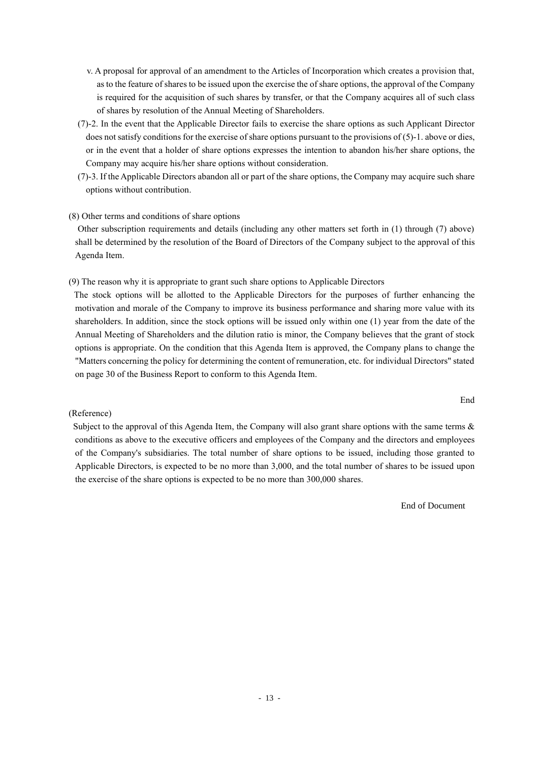v. A proposal for approval of an amendment to the Articles of Incorporation which creates a provision that, as to the feature of shares to be issued upon the exercise the of share options, the approval of the Company is required for the acquisition of such shares by transfer, or that the Company acquires all of such class of shares by resolution of the Annual Meeting of Shareholders.

(7)-2. In the event that the Applicable Director fails to exercise the share options as such Applicant Director does not satisfy conditions for the exercise of share options pursuant to the provisions of (5)-1. above or dies, or in the event that a holder of share options expresses the intention to abandon his/her share options, the Company may acquire his/her share options without consideration.

(7)-3. If the Applicable Directors abandon all or part of the share options, the Company may acquire such share options without contribution.

(8) Other terms and conditions of share options

Other subscription requirements and details (including any other matters set forth in (1) through (7) above) shall be determined by the resolution of the Board of Directors of the Company subject to the approval of this Agenda Item.

(9) The reason why it is appropriate to grant such share options to Applicable Directors

The stock options will be allotted to the Applicable Directors for the purposes of further enhancing the motivation and morale of the Company to improve its business performance and sharing more value with its shareholders. In addition, since the stock options will be issued only within one (1) year from the date of the Annual Meeting of Shareholders and the dilution ratio is minor, the Company believes that the grant of stock options is appropriate. On the condition that this Agenda Item is approved, the Company plans to change the "Matters concerning the policy for determining the content of remuneration, etc. for individual Directors" stated on page 30 of the Business Report to conform to this Agenda Item.

End

(Reference)

Subject to the approval of this Agenda Item, the Company will also grant share options with the same terms & conditions as above to the executive officers and employees of the Company and the directors and employees of the Company's subsidiaries. The total number of share options to be issued, including those granted to Applicable Directors, is expected to be no more than 3,000, and the total number of shares to be issued upon the exercise of the share options is expected to be no more than 300,000 shares.

End of Document